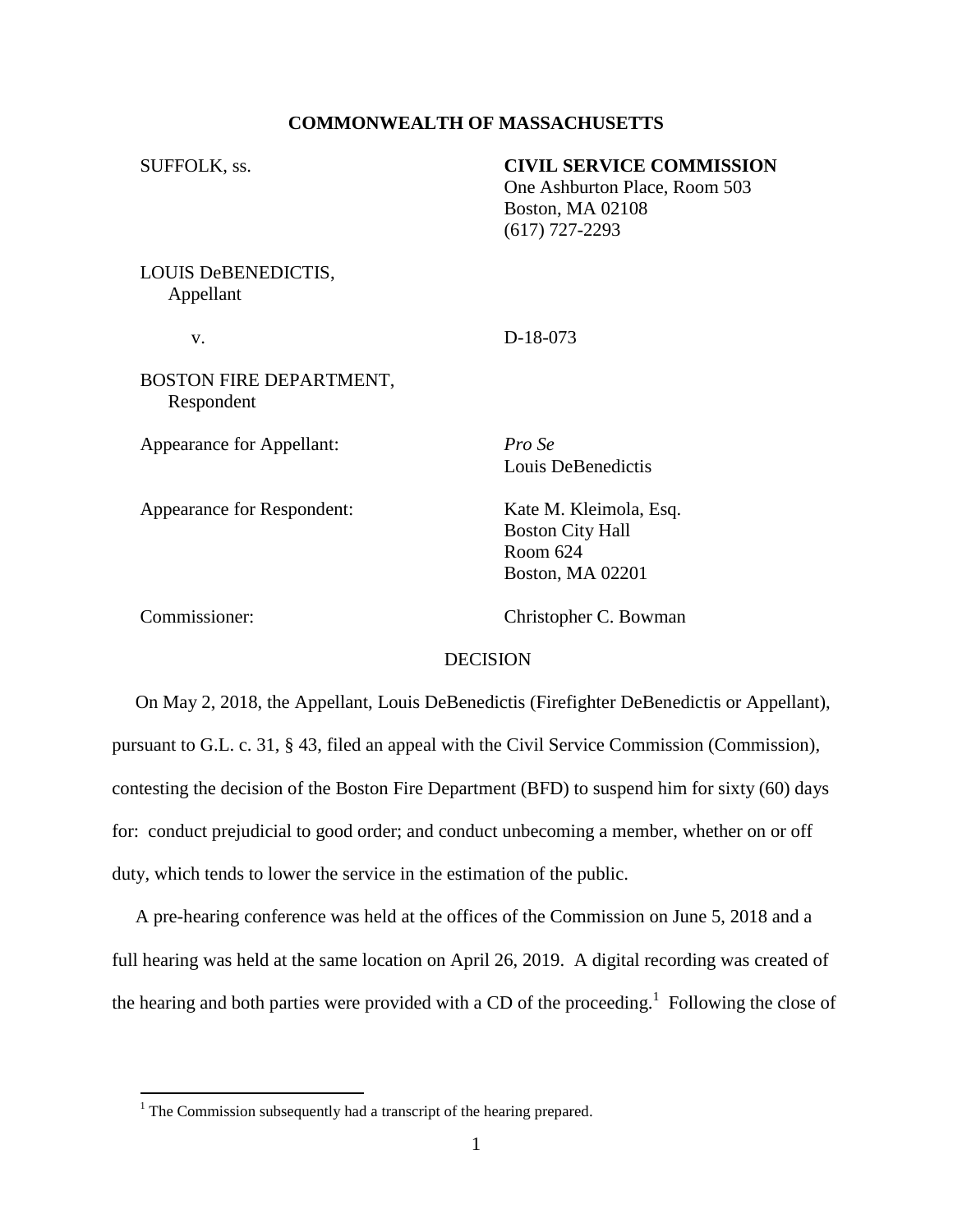**COMMONWEALTH OF MASSACHUSETTS**

SUFFOLK, ss.

**CIVIL SERVICE COMMISSION**
One Ashburton Place, Room 503
Boston, MA 02108
(617) 727-2293

LOUIS DeBENEDICTIS,
Appellant

v.

D-18-073

BOSTON FIRE DEPARTMENT,
Respondent

Appearance for Appellant: *Pro Se*
Louis DeBenedictis

Appearance for Respondent: Kate M. Kleimola, Esq.
Boston City Hall
Room 624
Boston, MA 02201

Commissioner: Christopher C. Bowman

DECISION

On May 2, 2018, the Appellant, Louis DeBenedictis (Firefighter DeBenedictis or Appellant), pursuant to G.L. c. 31, § 43, filed an appeal with the Civil Service Commission (Commission), contesting the decision of the Boston Fire Department (BFD) to suspend him for sixty (60) days for: conduct prejudicial to good order; and conduct unbecoming a member, whether on or off duty, which tends to lower the service in the estimation of the public.

A pre-hearing conference was held at the offices of the Commission on June 5, 2018 and a full hearing was held at the same location on April 26, 2019. A digital recording was created of the hearing and both parties were provided with a CD of the proceeding.[1] Following the close of

[1] The Commission subsequently had a transcript of the hearing prepared.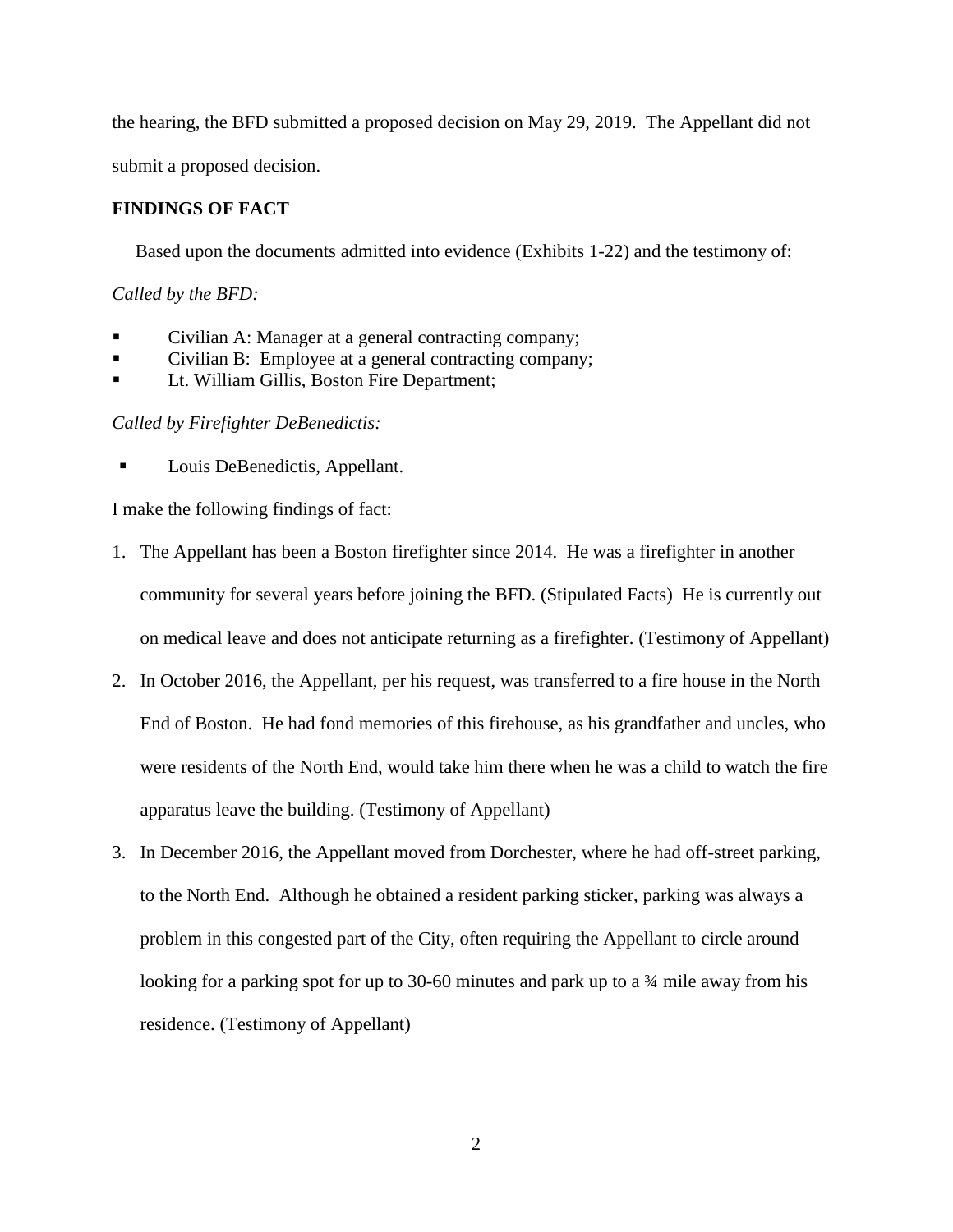the hearing, the BFD submitted a proposed decision on May 29, 2019. The Appellant did not submit a proposed decision.

**FINDINGS OF FACT**

Based upon the documents admitted into evidence (Exhibits 1-22) and the testimony of:

*Called by the BFD:*

- Civilian A: Manager at a general contracting company;
- Civilian B: Employee at a general contracting company;
- Lt. William Gillis, Boston Fire Department;

*Called by Firefighter DeBenedictis:*

- Louis DeBenedictis, Appellant.

I make the following findings of fact:

1. The Appellant has been a Boston firefighter since 2014. He was a firefighter in another community for several years before joining the BFD. (Stipulated Facts) He is currently out on medical leave and does not anticipate returning as a firefighter. (Testimony of Appellant)
2. In October 2016, the Appellant, per his request, was transferred to a fire house in the North End of Boston. He had fond memories of this firehouse, as his grandfather and uncles, who were residents of the North End, would take him there when he was a child to watch the fire apparatus leave the building. (Testimony of Appellant)
3. In December 2016, the Appellant moved from Dorchester, where he had off-street parking, to the North End. Although he obtained a resident parking sticker, parking was always a problem in this congested part of the City, often requiring the Appellant to circle around looking for a parking spot for up to 30-60 minutes and park up to a ¾ mile away from his residence. (Testimony of Appellant)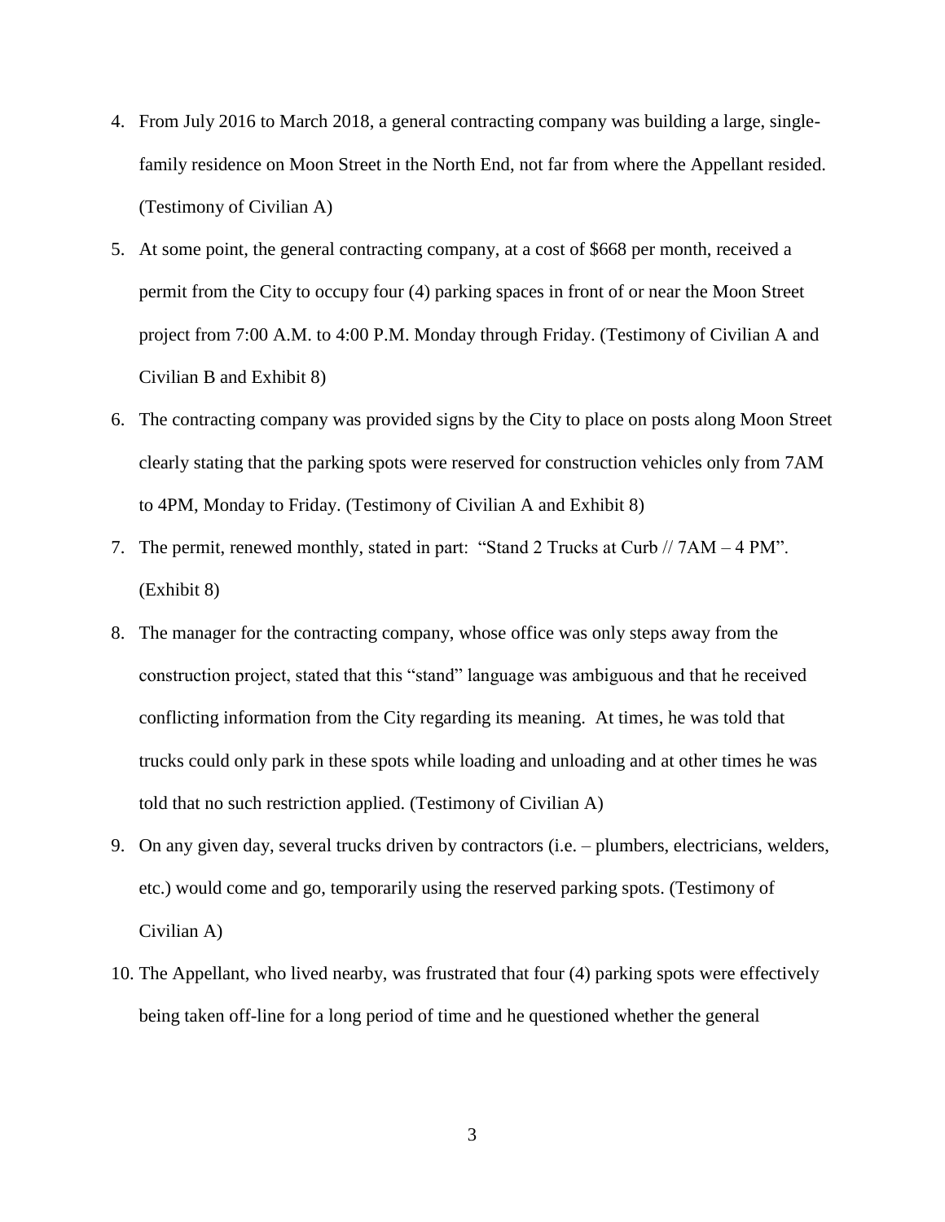4. From July 2016 to March 2018, a general contracting company was building a large, single-family residence on Moon Street in the North End, not far from where the Appellant resided. (Testimony of Civilian A)
5. At some point, the general contracting company, at a cost of $668 per month, received a permit from the City to occupy four (4) parking spaces in front of or near the Moon Street project from 7:00 A.M. to 4:00 P.M. Monday through Friday. (Testimony of Civilian A and Civilian B and Exhibit 8)
6. The contracting company was provided signs by the City to place on posts along Moon Street clearly stating that the parking spots were reserved for construction vehicles only from 7AM to 4PM, Monday to Friday. (Testimony of Civilian A and Exhibit 8)
7. The permit, renewed monthly, stated in part: "Stand 2 Trucks at Curb // 7AM – 4 PM". (Exhibit 8)
8. The manager for the contracting company, whose office was only steps away from the construction project, stated that this "stand" language was ambiguous and that he received conflicting information from the City regarding its meaning. At times, he was told that trucks could only park in these spots while loading and unloading and at other times he was told that no such restriction applied. (Testimony of Civilian A)
9. On any given day, several trucks driven by contractors (i.e. – plumbers, electricians, welders, etc.) would come and go, temporarily using the reserved parking spots. (Testimony of Civilian A)
10. The Appellant, who lived nearby, was frustrated that four (4) parking spots were effectively being taken off-line for a long period of time and he questioned whether the general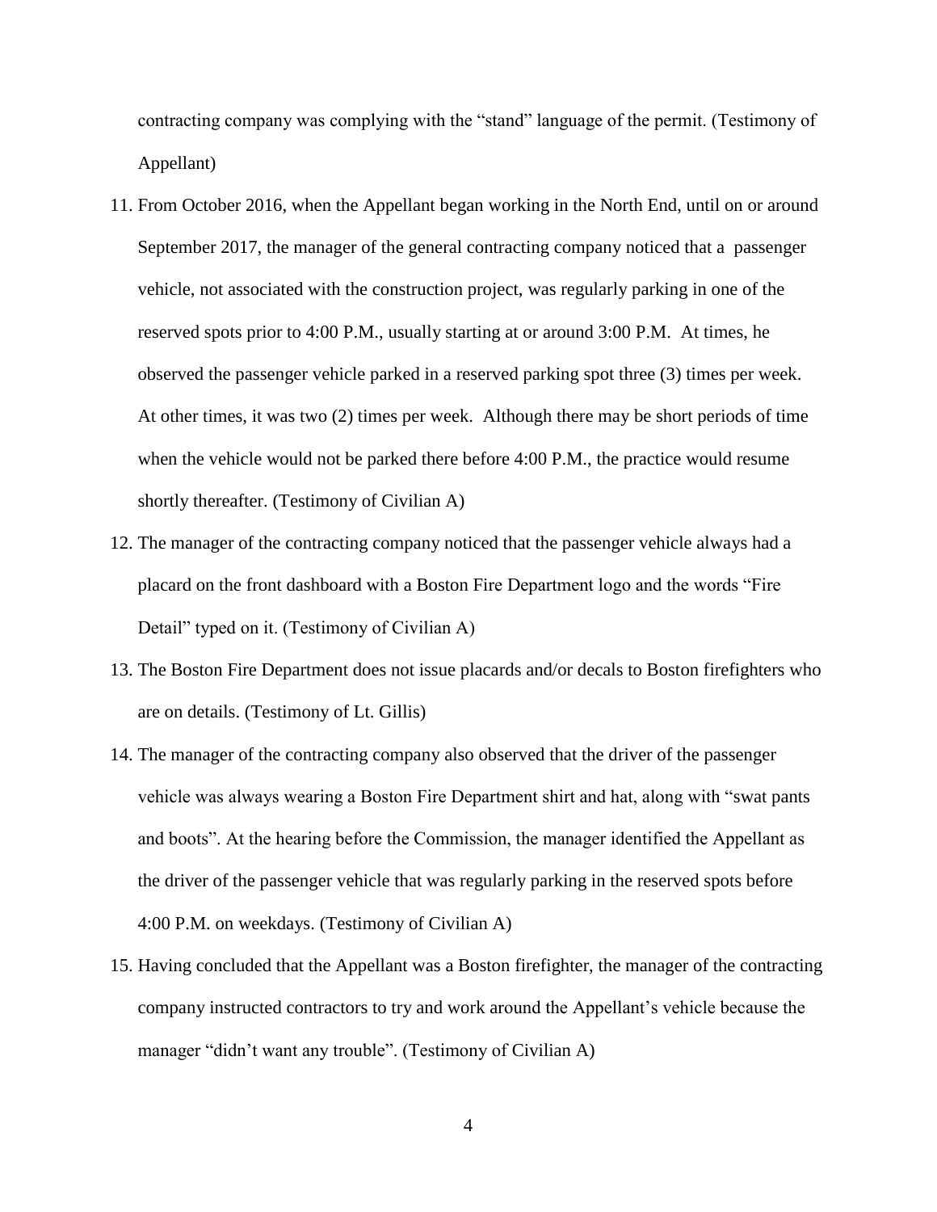contracting company was complying with the "stand" language of the permit. (Testimony of Appellant)

11. From October 2016, when the Appellant began working in the North End, until on or around September 2017, the manager of the general contracting company noticed that a passenger vehicle, not associated with the construction project, was regularly parking in one of the reserved spots prior to 4:00 P.M., usually starting at or around 3:00 P.M. At times, he observed the passenger vehicle parked in a reserved parking spot three (3) times per week. At other times, it was two (2) times per week. Although there may be short periods of time when the vehicle would not be parked there before 4:00 P.M., the practice would resume shortly thereafter. (Testimony of Civilian A)
12. The manager of the contracting company noticed that the passenger vehicle always had a placard on the front dashboard with a Boston Fire Department logo and the words "Fire Detail" typed on it. (Testimony of Civilian A)
13. The Boston Fire Department does not issue placards and/or decals to Boston firefighters who are on details. (Testimony of Lt. Gillis)
14. The manager of the contracting company also observed that the driver of the passenger vehicle was always wearing a Boston Fire Department shirt and hat, along with "swat pants and boots". At the hearing before the Commission, the manager identified the Appellant as the driver of the passenger vehicle that was regularly parking in the reserved spots before 4:00 P.M. on weekdays. (Testimony of Civilian A)
15. Having concluded that the Appellant was a Boston firefighter, the manager of the contracting company instructed contractors to try and work around the Appellant's vehicle because the manager "didn't want any trouble". (Testimony of Civilian A)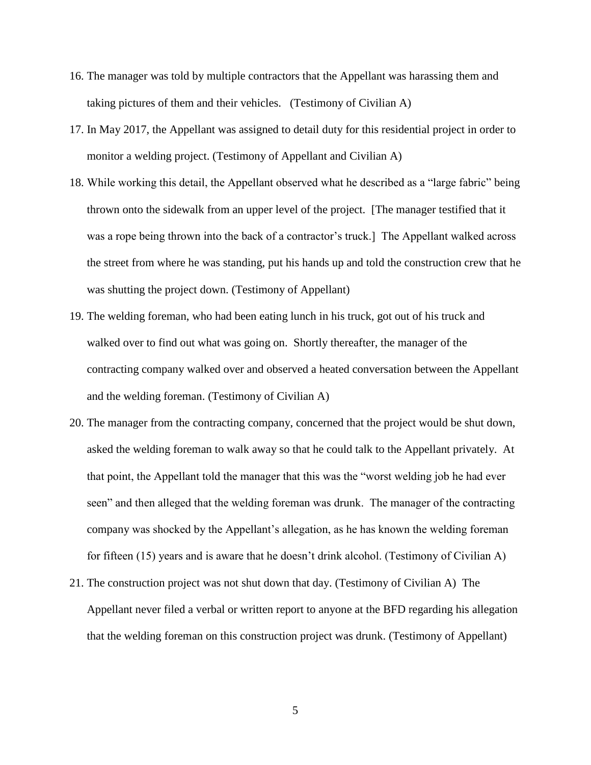16. The manager was told by multiple contractors that the Appellant was harassing them and taking pictures of them and their vehicles. (Testimony of Civilian A)
17. In May 2017, the Appellant was assigned to detail duty for this residential project in order to monitor a welding project. (Testimony of Appellant and Civilian A)
18. While working this detail, the Appellant observed what he described as a "large fabric" being thrown onto the sidewalk from an upper level of the project. [The manager testified that it was a rope being thrown into the back of a contractor's truck.] The Appellant walked across the street from where he was standing, put his hands up and told the construction crew that he was shutting the project down. (Testimony of Appellant)
19. The welding foreman, who had been eating lunch in his truck, got out of his truck and walked over to find out what was going on. Shortly thereafter, the manager of the contracting company walked over and observed a heated conversation between the Appellant and the welding foreman. (Testimony of Civilian A)
20. The manager from the contracting company, concerned that the project would be shut down, asked the welding foreman to walk away so that he could talk to the Appellant privately. At that point, the Appellant told the manager that this was the "worst welding job he had ever seen" and then alleged that the welding foreman was drunk. The manager of the contracting company was shocked by the Appellant's allegation, as he has known the welding foreman for fifteen (15) years and is aware that he doesn't drink alcohol. (Testimony of Civilian A)
21. The construction project was not shut down that day. (Testimony of Civilian A) The Appellant never filed a verbal or written report to anyone at the BFD regarding his allegation that the welding foreman on this construction project was drunk. (Testimony of Appellant)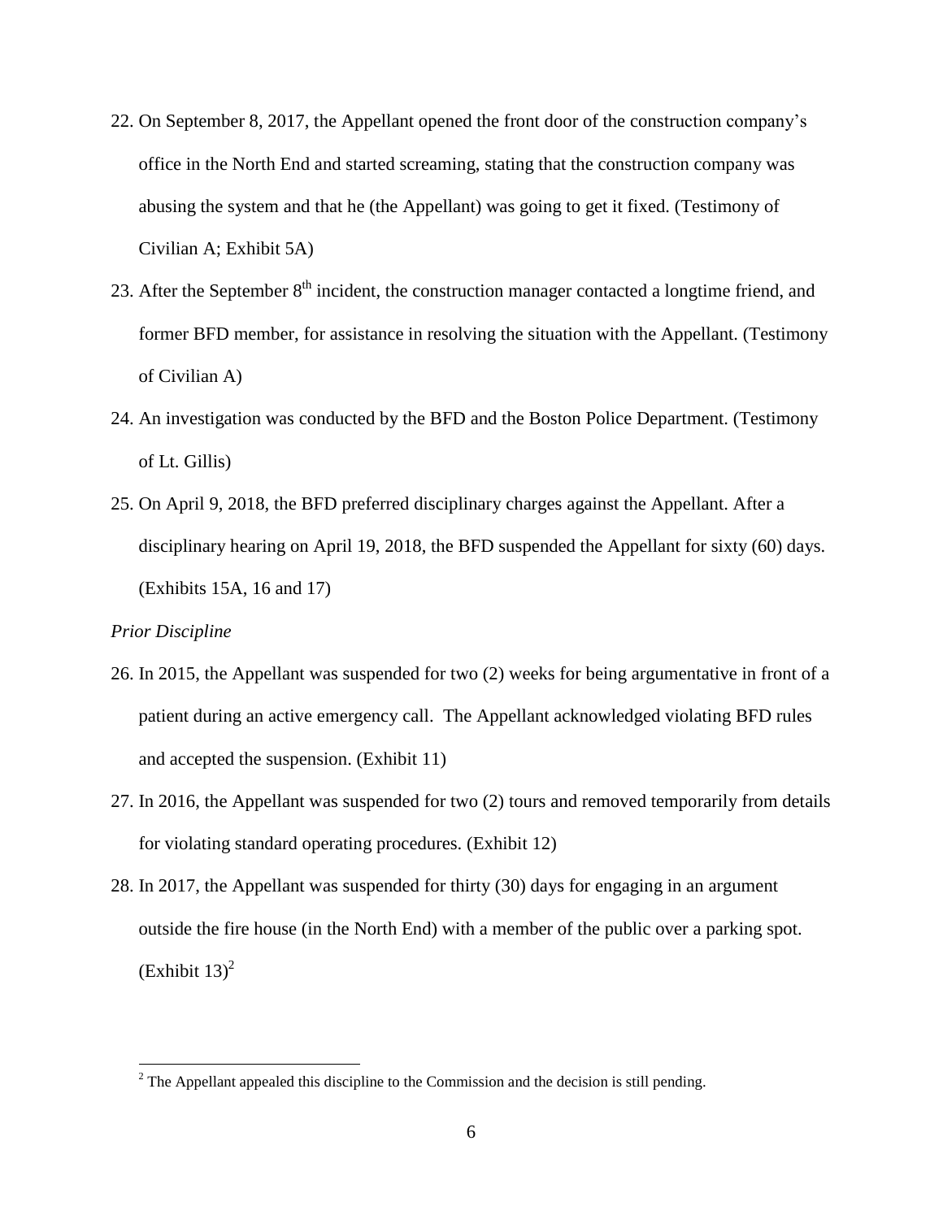22. On September 8, 2017, the Appellant opened the front door of the construction company's office in the North End and started screaming, stating that the construction company was abusing the system and that he (the Appellant) was going to get it fixed. (Testimony of Civilian A; Exhibit 5A)

23. After the September 8th incident, the construction manager contacted a longtime friend, and former BFD member, for assistance in resolving the situation with the Appellant. (Testimony of Civilian A)

24. An investigation was conducted by the BFD and the Boston Police Department. (Testimony of Lt. Gillis)

25. On April 9, 2018, the BFD preferred disciplinary charges against the Appellant. After a disciplinary hearing on April 19, 2018, the BFD suspended the Appellant for sixty (60) days. (Exhibits 15A, 16 and 17)

*Prior Discipline*

26. In 2015, the Appellant was suspended for two (2) weeks for being argumentative in front of a patient during an active emergency call. The Appellant acknowledged violating BFD rules and accepted the suspension. (Exhibit 11)

27. In 2016, the Appellant was suspended for two (2) tours and removed temporarily from details for violating standard operating procedures. (Exhibit 12)

28. In 2017, the Appellant was suspended for thirty (30) days for engaging in an argument outside the fire house (in the North End) with a member of the public over a parking spot. (Exhibit 13)[2]

---

[2] The Appellant appealed this discipline to the Commission and the decision is still pending.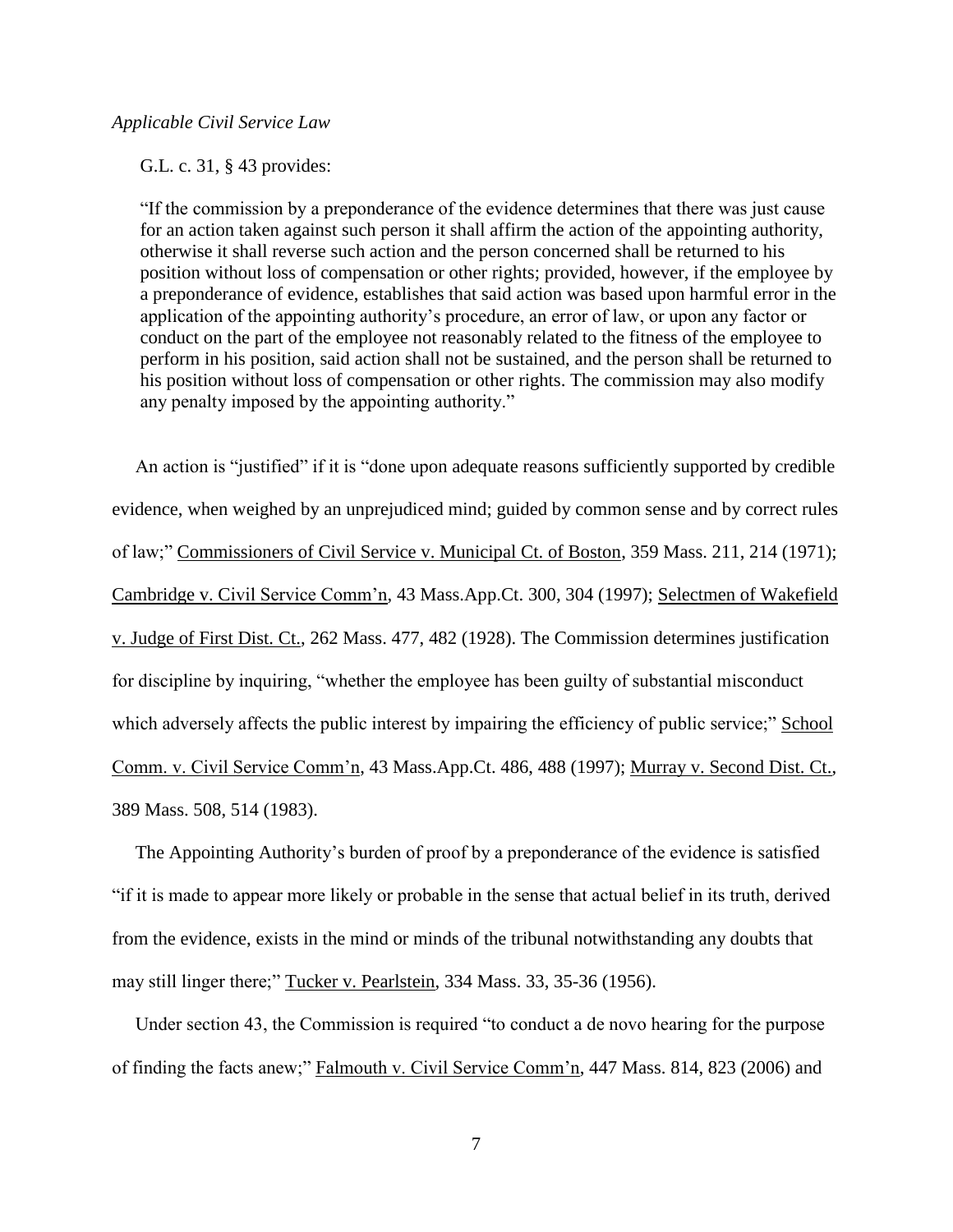*Applicable Civil Service Law*

G.L. c. 31, § 43 provides:

> "If the commission by a preponderance of the evidence determines that there was just cause for an action taken against such person it shall affirm the action of the appointing authority, otherwise it shall reverse such action and the person concerned shall be returned to his position without loss of compensation or other rights; provided, however, if the employee by a preponderance of evidence, establishes that said action was based upon harmful error in the application of the appointing authority's procedure, an error of law, or upon any factor or conduct on the part of the employee not reasonably related to the fitness of the employee to perform in his position, said action shall not be sustained, and the person shall be returned to his position without loss of compensation or other rights. The commission may also modify any penalty imposed by the appointing authority."

An action is "justified" if it is "done upon adequate reasons sufficiently supported by credible evidence, when weighed by an unprejudiced mind; guided by common sense and by correct rules of law;" Commissioners of Civil Service v. Municipal Ct. of Boston, 359 Mass. 211, 214 (1971); Cambridge v. Civil Service Comm'n, 43 Mass.App.Ct. 300, 304 (1997); Selectmen of Wakefield v. Judge of First Dist. Ct., 262 Mass. 477, 482 (1928). The Commission determines justification for discipline by inquiring, "whether the employee has been guilty of substantial misconduct which adversely affects the public interest by impairing the efficiency of public service;" School Comm. v. Civil Service Comm'n, 43 Mass.App.Ct. 486, 488 (1997); Murray v. Second Dist. Ct., 389 Mass. 508, 514 (1983).

The Appointing Authority's burden of proof by a preponderance of the evidence is satisfied "if it is made to appear more likely or probable in the sense that actual belief in its truth, derived from the evidence, exists in the mind or minds of the tribunal notwithstanding any doubts that may still linger there;" Tucker v. Pearlstein, 334 Mass. 33, 35-36 (1956).

Under section 43, the Commission is required "to conduct a de novo hearing for the purpose of finding the facts anew;" Falmouth v. Civil Service Comm'n, 447 Mass. 814, 823 (2006) and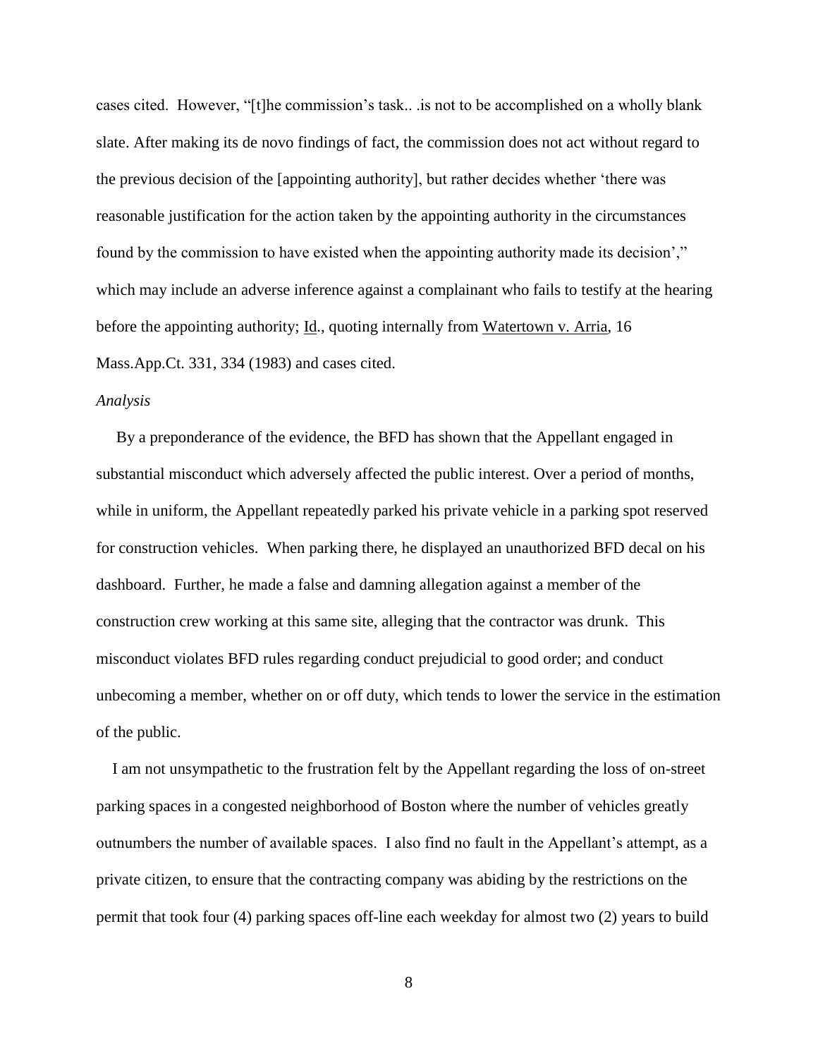cases cited. However, "[t]he commission's task.. .is not to be accomplished on a wholly blank slate. After making its de novo findings of fact, the commission does not act without regard to the previous decision of the [appointing authority], but rather decides whether 'there was reasonable justification for the action taken by the appointing authority in the circumstances found by the commission to have existed when the appointing authority made its decision'," which may include an adverse inference against a complainant who fails to testify at the hearing before the appointing authority; Id., quoting internally from Watertown v. Arria, 16 Mass.App.Ct. 331, 334 (1983) and cases cited.

*Analysis*

By a preponderance of the evidence, the BFD has shown that the Appellant engaged in substantial misconduct which adversely affected the public interest. Over a period of months, while in uniform, the Appellant repeatedly parked his private vehicle in a parking spot reserved for construction vehicles. When parking there, he displayed an unauthorized BFD decal on his dashboard. Further, he made a false and damning allegation against a member of the construction crew working at this same site, alleging that the contractor was drunk. This misconduct violates BFD rules regarding conduct prejudicial to good order; and conduct unbecoming a member, whether on or off duty, which tends to lower the service in the estimation of the public.

I am not unsympathetic to the frustration felt by the Appellant regarding the loss of on-street parking spaces in a congested neighborhood of Boston where the number of vehicles greatly outnumbers the number of available spaces. I also find no fault in the Appellant's attempt, as a private citizen, to ensure that the contracting company was abiding by the restrictions on the permit that took four (4) parking spaces off-line each weekday for almost two (2) years to build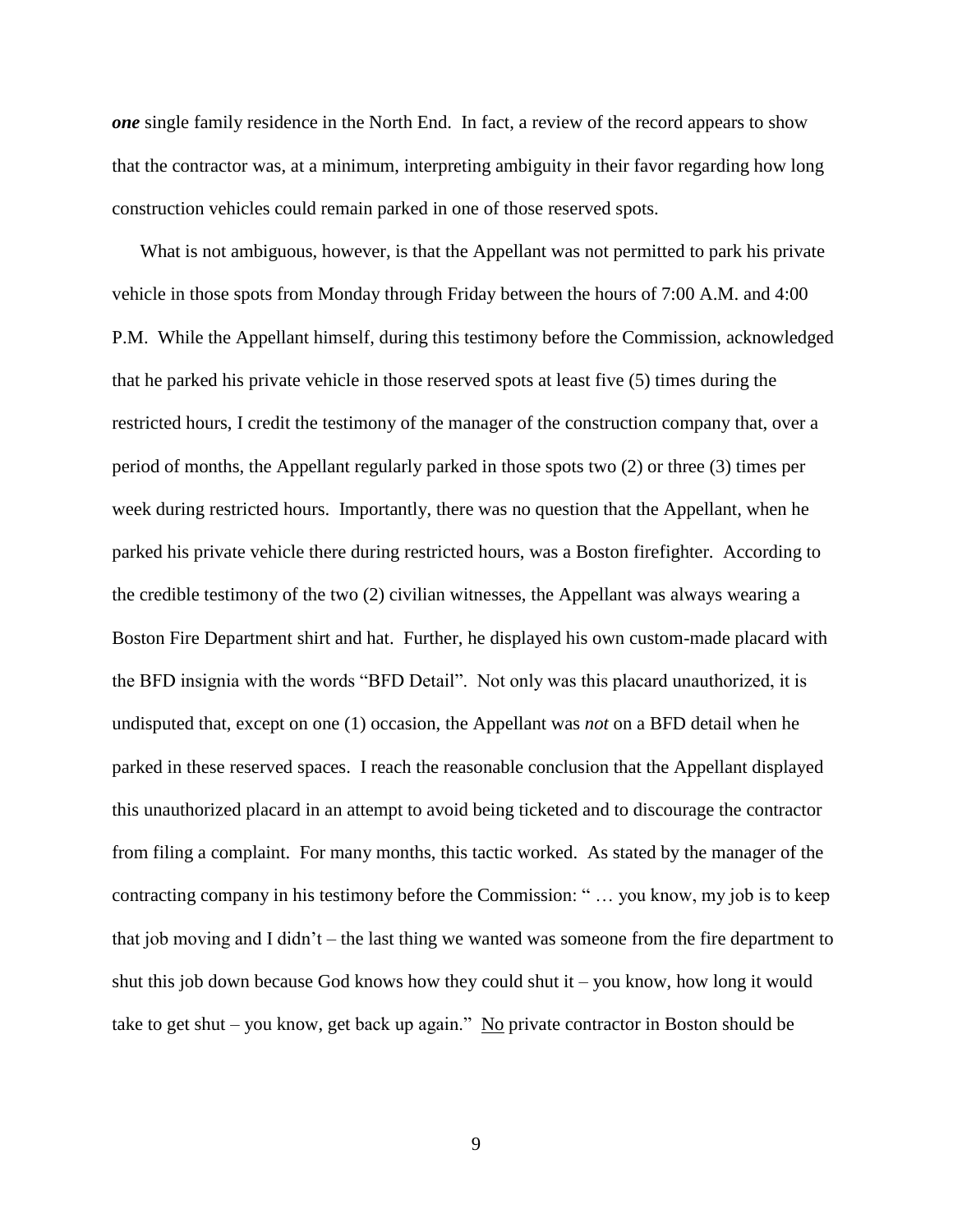***one*** single family residence in the North End. In fact, a review of the record appears to show that the contractor was, at a minimum, interpreting ambiguity in their favor regarding how long construction vehicles could remain parked in one of those reserved spots.

What is not ambiguous, however, is that the Appellant was not permitted to park his private vehicle in those spots from Monday through Friday between the hours of 7:00 A.M. and 4:00 P.M. While the Appellant himself, during this testimony before the Commission, acknowledged that he parked his private vehicle in those reserved spots at least five (5) times during the restricted hours, I credit the testimony of the manager of the construction company that, over a period of months, the Appellant regularly parked in those spots two (2) or three (3) times per week during restricted hours. Importantly, there was no question that the Appellant, when he parked his private vehicle there during restricted hours, was a Boston firefighter. According to the credible testimony of the two (2) civilian witnesses, the Appellant was always wearing a Boston Fire Department shirt and hat. Further, he displayed his own custom-made placard with the BFD insignia with the words "BFD Detail". Not only was this placard unauthorized, it is undisputed that, except on one (1) occasion, the Appellant was *not* on a BFD detail when he parked in these reserved spaces. I reach the reasonable conclusion that the Appellant displayed this unauthorized placard in an attempt to avoid being ticketed and to discourage the contractor from filing a complaint. For many months, this tactic worked. As stated by the manager of the contracting company in his testimony before the Commission: " … you know, my job is to keep that job moving and I didn't – the last thing we wanted was someone from the fire department to shut this job down because God knows how they could shut it – you know, how long it would take to get shut – you know, get back up again." <u>No</u> private contractor in Boston should be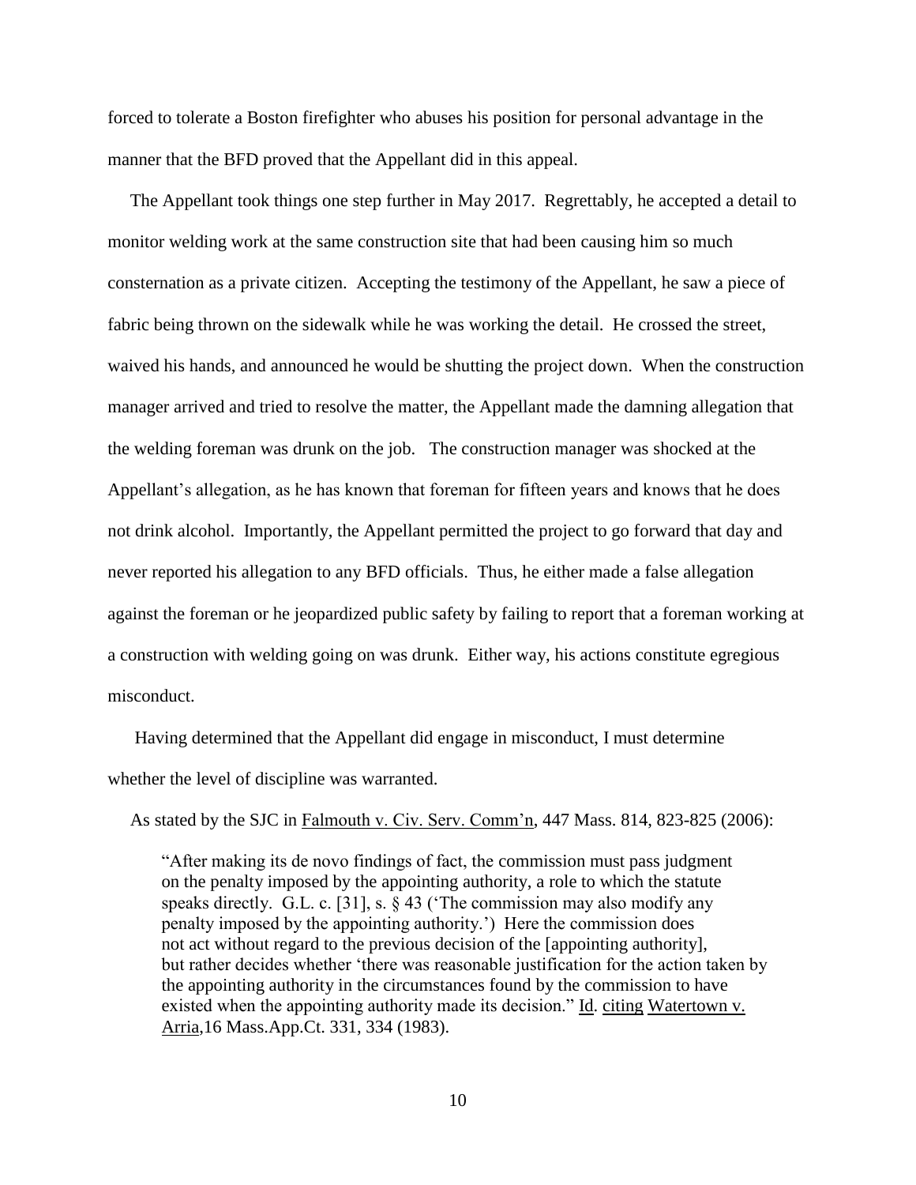forced to tolerate a Boston firefighter who abuses his position for personal advantage in the manner that the BFD proved that the Appellant did in this appeal.

The Appellant took things one step further in May 2017. Regrettably, he accepted a detail to monitor welding work at the same construction site that had been causing him so much consternation as a private citizen. Accepting the testimony of the Appellant, he saw a piece of fabric being thrown on the sidewalk while he was working the detail. He crossed the street, waived his hands, and announced he would be shutting the project down. When the construction manager arrived and tried to resolve the matter, the Appellant made the damning allegation that the welding foreman was drunk on the job. The construction manager was shocked at the Appellant's allegation, as he has known that foreman for fifteen years and knows that he does not drink alcohol. Importantly, the Appellant permitted the project to go forward that day and never reported his allegation to any BFD officials. Thus, he either made a false allegation against the foreman or he jeopardized public safety by failing to report that a foreman working at a construction with welding going on was drunk. Either way, his actions constitute egregious misconduct.

Having determined that the Appellant did engage in misconduct, I must determine whether the level of discipline was warranted.

As stated by the SJC in Falmouth v. Civ. Serv. Comm'n, 447 Mass. 814, 823-825 (2006):

> "After making its de novo findings of fact, the commission must pass judgment on the penalty imposed by the appointing authority, a role to which the statute speaks directly. G.L. c. [31], s. § 43 ('The commission may also modify any penalty imposed by the appointing authority.') Here the commission does not act without regard to the previous decision of the [appointing authority], but rather decides whether 'there was reasonable justification for the action taken by the appointing authority in the circumstances found by the commission to have existed when the appointing authority made its decision." Id. citing Watertown v. Arria,16 Mass.App.Ct. 331, 334 (1983).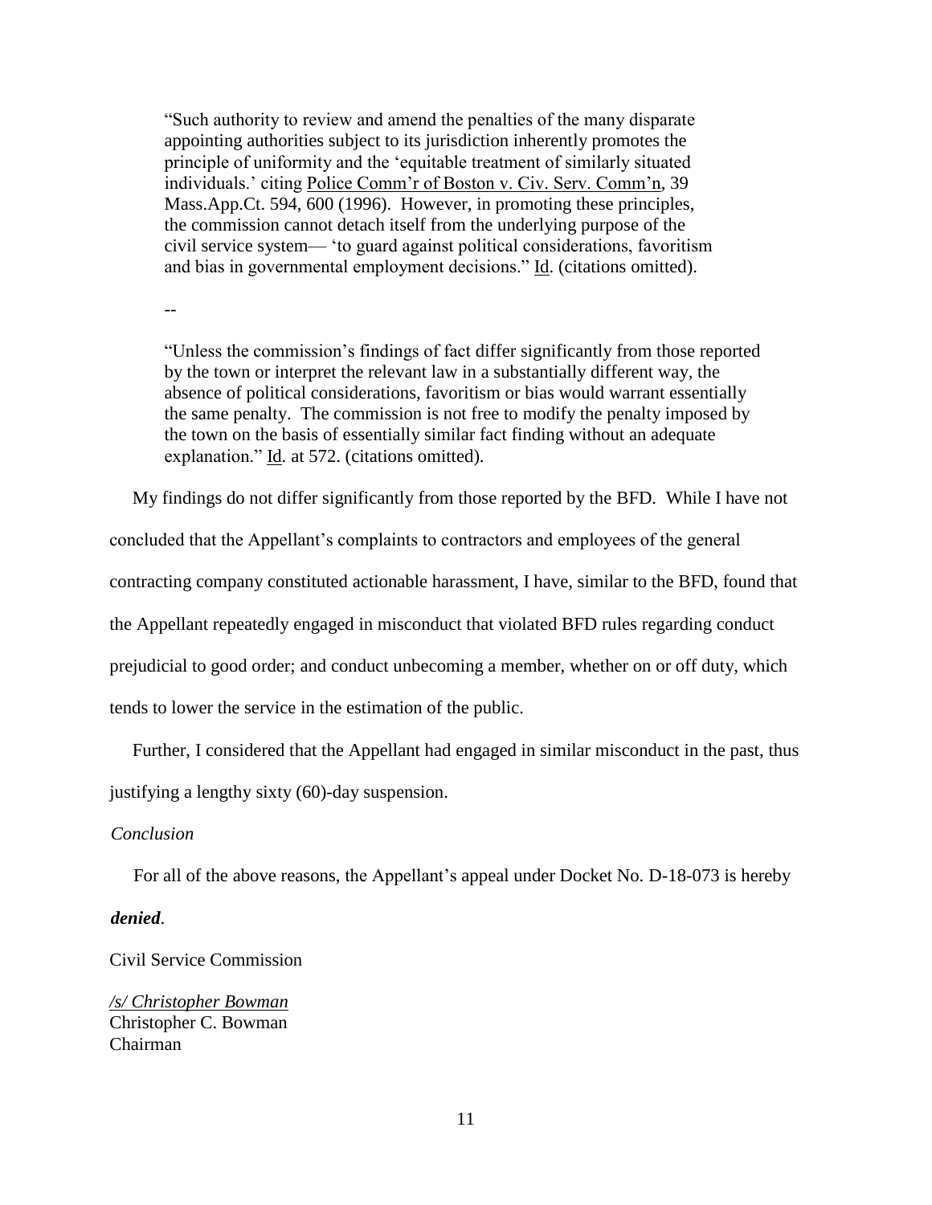> "Such authority to review and amend the penalties of the many disparate appointing authorities subject to its jurisdiction inherently promotes the principle of uniformity and the 'equitable treatment of similarly situated individuals.' citing Police Comm'r of Boston v. Civ. Serv. Comm'n, 39 Mass.App.Ct. 594, 600 (1996). However, in promoting these principles, the commission cannot detach itself from the underlying purpose of the civil service system— 'to guard against political considerations, favoritism and bias in governmental employment decisions." Id. (citations omitted).
>
> --
>
> "Unless the commission's findings of fact differ significantly from those reported by the town or interpret the relevant law in a substantially different way, the absence of political considerations, favoritism or bias would warrant essentially the same penalty. The commission is not free to modify the penalty imposed by the town on the basis of essentially similar fact finding without an adequate explanation." Id. at 572. (citations omitted).

My findings do not differ significantly from those reported by the BFD. While I have not concluded that the Appellant's complaints to contractors and employees of the general contracting company constituted actionable harassment, I have, similar to the BFD, found that the Appellant repeatedly engaged in misconduct that violated BFD rules regarding conduct prejudicial to good order; and conduct unbecoming a member, whether on or off duty, which tends to lower the service in the estimation of the public.

Further, I considered that the Appellant had engaged in similar misconduct in the past, thus justifying a lengthy sixty (60)-day suspension.

*Conclusion*

For all of the above reasons, the Appellant's appeal under Docket No. D-18-073 is hereby ***denied***.

Civil Service Commission

*/s/ Christopher Bowman*
Christopher C. Bowman
Chairman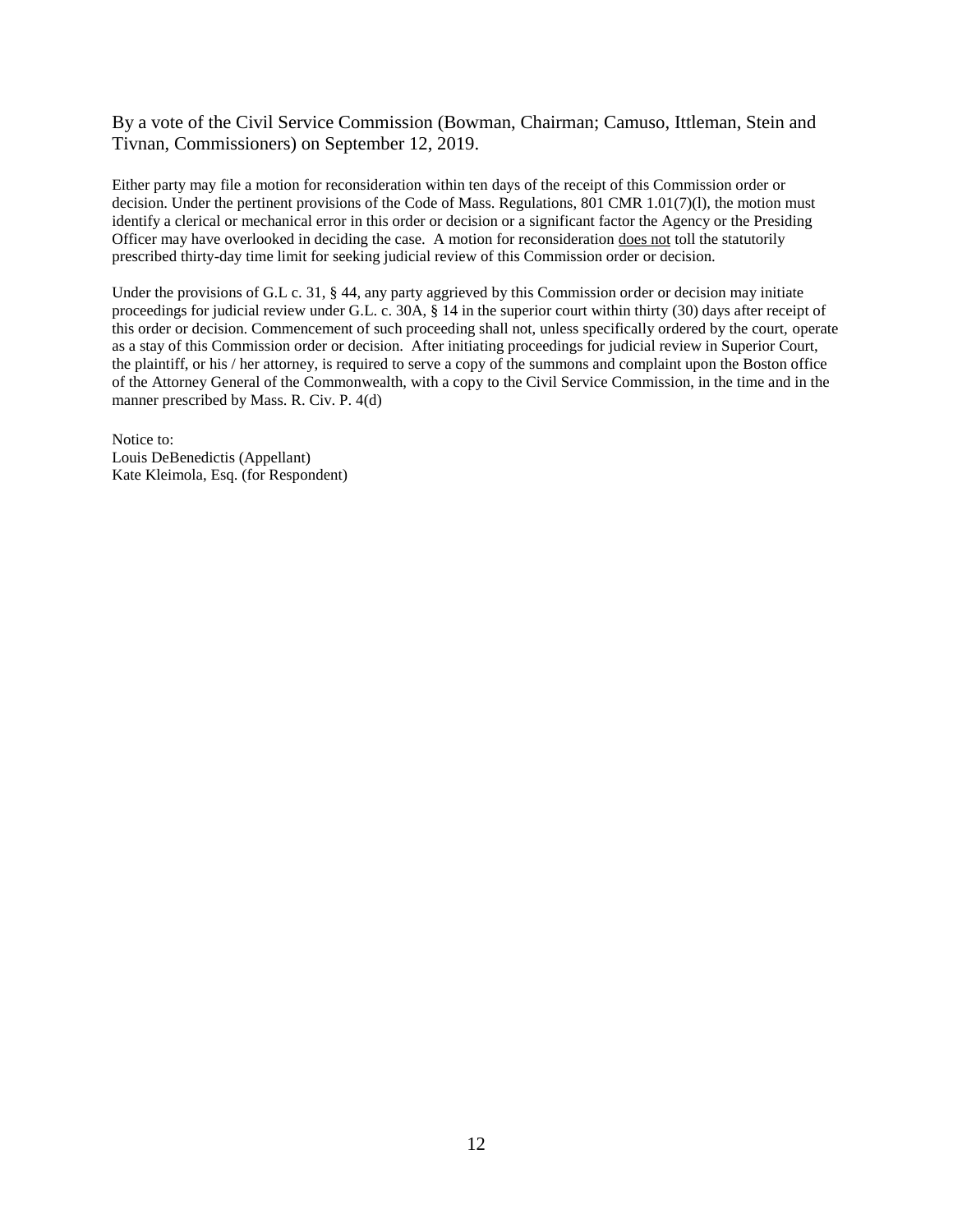By a vote of the Civil Service Commission (Bowman, Chairman; Camuso, Ittleman, Stein and Tivnan, Commissioners) on September 12, 2019.

Either party may file a motion for reconsideration within ten days of the receipt of this Commission order or decision. Under the pertinent provisions of the Code of Mass. Regulations, 801 CMR 1.01(7)(l), the motion must identify a clerical or mechanical error in this order or decision or a significant factor the Agency or the Presiding Officer may have overlooked in deciding the case. A motion for reconsideration does not toll the statutorily prescribed thirty-day time limit for seeking judicial review of this Commission order or decision.

Under the provisions of G.L c. 31, § 44, any party aggrieved by this Commission order or decision may initiate proceedings for judicial review under G.L. c. 30A, § 14 in the superior court within thirty (30) days after receipt of this order or decision. Commencement of such proceeding shall not, unless specifically ordered by the court, operate as a stay of this Commission order or decision. After initiating proceedings for judicial review in Superior Court, the plaintiff, or his / her attorney, is required to serve a copy of the summons and complaint upon the Boston office of the Attorney General of the Commonwealth, with a copy to the Civil Service Commission, in the time and in the manner prescribed by Mass. R. Civ. P. 4(d)

Notice to:
Louis DeBenedictis (Appellant)
Kate Kleimola, Esq. (for Respondent)